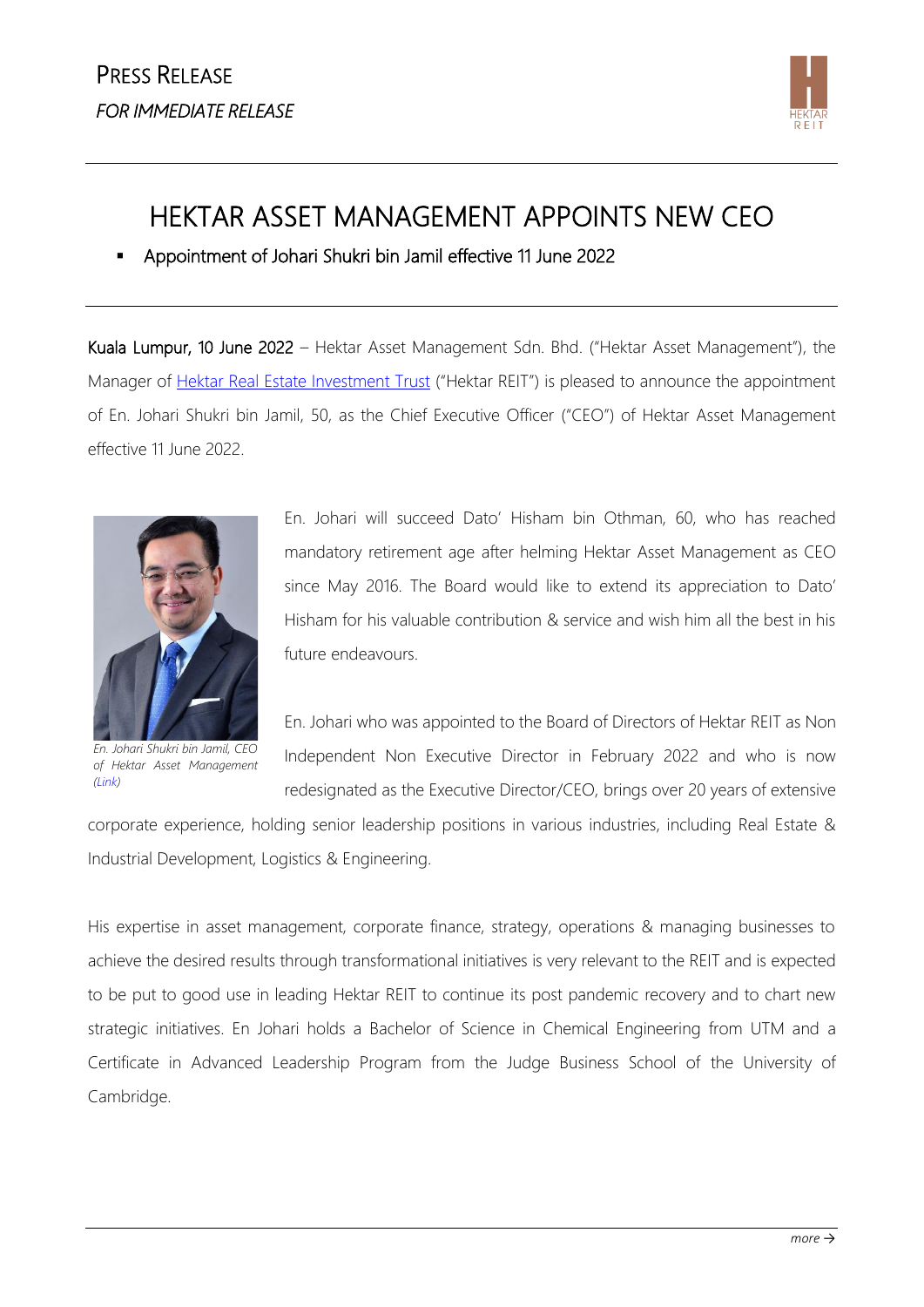PRESS RELEASE

*FOR IMMEDIATE RELEASE*

# HEKTAR ASSET MANAGEMENT APPOINTS NEW CEO

- Appointment of Johari Shukri bin Jamil effective 11 June 2022

**Kuala Lumpur, 10 June 2022** – Hektar Asset Management Sdn. Bhd. ("Hektar Asset Management"), the Manager of Hektar Real Estate Investment Trust ("Hektar REIT") is pleased to announce the appointment of En. Johari Shukri bin Jamil, 50, as the Chief Executive Officer ("CEO") of Hektar Asset Management effective 11 June 2022.

*En. Johari Shukri bin Jamil, CEO of Hektar Asset Management (Link)*

En. Johari will succeed Dato' Hisham bin Othman, 60, who has reached mandatory retirement age after helming Hektar Asset Management as CEO since May 2016. The Board would like to extend its appreciation to Dato' Hisham for his valuable contribution & service and wish him all the best in his future endeavours.

En. Johari who was appointed to the Board of Directors of Hektar REIT as Non Independent Non Executive Director in February 2022 and who is now redesignated as the Executive Director/CEO, brings over 20 years of extensive corporate experience, holding senior leadership positions in various industries, including Real Estate & Industrial Development, Logistics & Engineering.

His expertise in asset management, corporate finance, strategy, operations & managing businesses to achieve the desired results through transformational initiatives is very relevant to the REIT and is expected to be put to good use in leading Hektar REIT to continue its post pandemic recovery and to chart new strategic initiatives. En Johari holds a Bachelor of Science in Chemical Engineering from UTM and a Certificate in Advanced Leadership Program from the Judge Business School of the University of Cambridge.

*more →*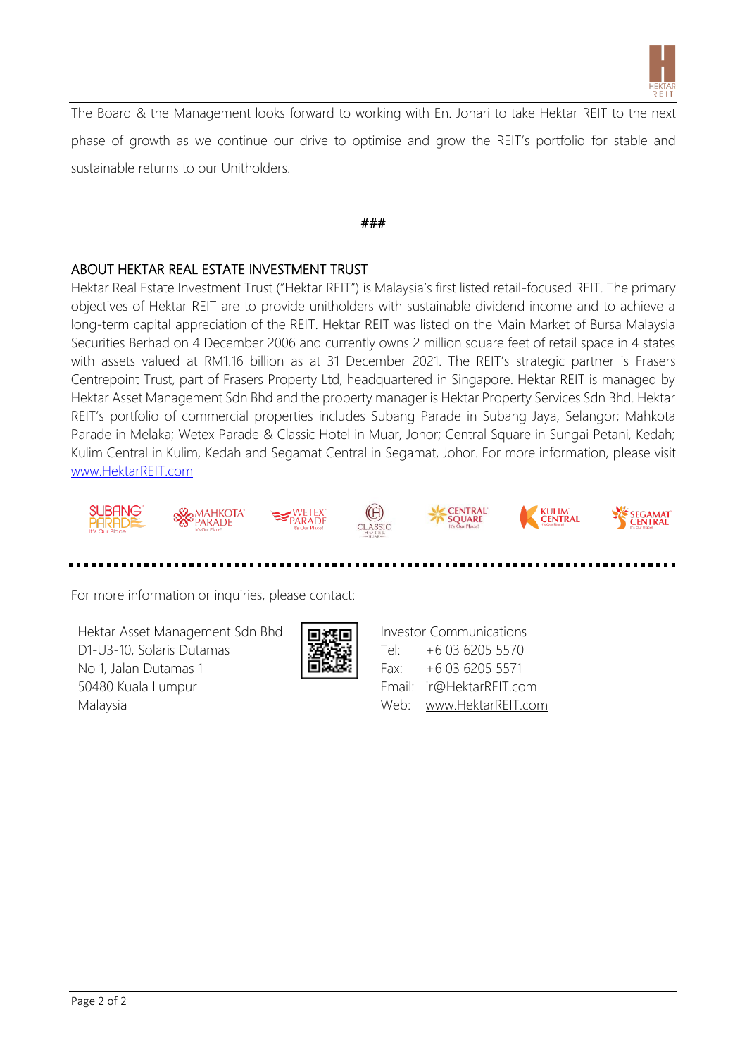The Board & the Management looks forward to working with En. Johari to take Hektar REIT to the next phase of growth as we continue our drive to optimise and grow the REIT's portfolio for stable and sustainable returns to our Unitholders.

###

## ABOUT HEKTAR REAL ESTATE INVESTMENT TRUST

Hektar Real Estate Investment Trust ("Hektar REIT") is Malaysia's first listed retail-focused REIT. The primary objectives of Hektar REIT are to provide unitholders with sustainable dividend income and to achieve a long-term capital appreciation of the REIT. Hektar REIT was listed on the Main Market of Bursa Malaysia Securities Berhad on 4 December 2006 and currently owns 2 million square feet of retail space in 4 states with assets valued at RM1.16 billion as at 31 December 2021. The REIT's strategic partner is Frasers Centrepoint Trust, part of Frasers Property Ltd, headquartered in Singapore. Hektar REIT is managed by Hektar Asset Management Sdn Bhd and the property manager is Hektar Property Services Sdn Bhd. Hektar REIT's portfolio of commercial properties includes Subang Parade in Subang Jaya, Selangor; Mahkota Parade in Melaka; Wetex Parade & Classic Hotel in Muar, Johor; Central Square in Sungai Petani, Kedah; Kulim Central in Kulim, Kedah and Segamat Central in Segamat, Johor. For more information, please visit www.HektarREIT.com

For more information or inquiries, please contact:

Hektar Asset Management Sdn Bhd
D1-U3-10, Solaris Dutamas
No 1, Jalan Dutamas 1
50480 Kuala Lumpur
Malaysia

Investor Communications
Tel: +6 03 6205 5570
Fax: +6 03 6205 5571
Email: ir@HektarREIT.com
Web: www.HektarREIT.com